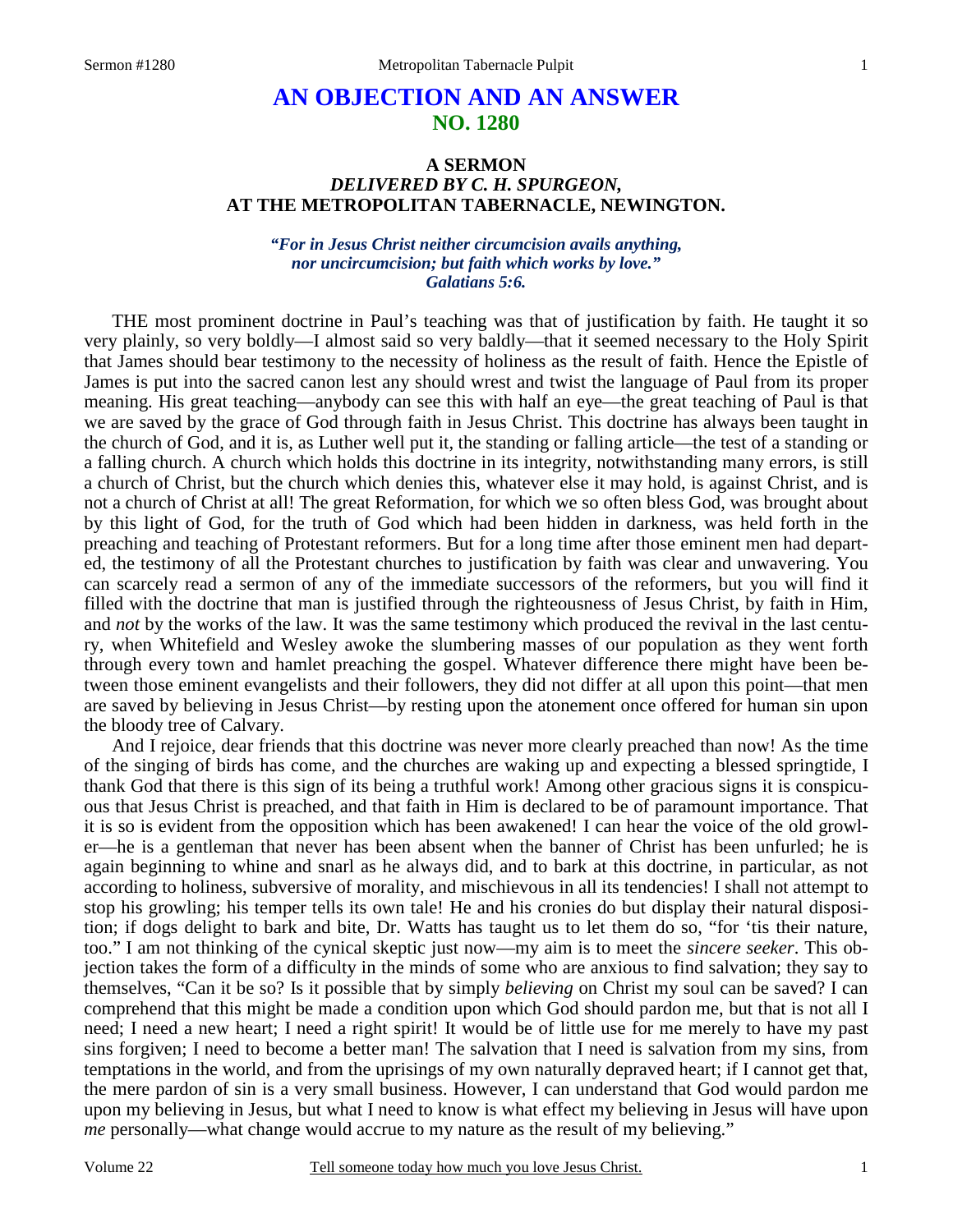# AN OBJECTION AND AN ANSWER
## NO. 1280

### A SERMON
### *DELIVERED BY C. H. SPURGEON,*
### AT THE METROPOLITAN TABERNACLE, NEWINGTON.

***"For in Jesus Christ neither circumcision avails anything, nor uncircumcision; but faith which works by love." Galatians 5:6.***

THE most prominent doctrine in Paul's teaching was that of justification by faith. He taught it so very plainly, so very boldly—I almost said so very baldly—that it seemed necessary to the Holy Spirit that James should bear testimony to the necessity of holiness as the result of faith. Hence the Epistle of James is put into the sacred canon lest any should wrest and twist the language of Paul from its proper meaning. His great teaching—anybody can see this with half an eye—the great teaching of Paul is that we are saved by the grace of God through faith in Jesus Christ. This doctrine has always been taught in the church of God, and it is, as Luther well put it, the standing or falling article—the test of a standing or a falling church. A church which holds this doctrine in its integrity, notwithstanding many errors, is still a church of Christ, but the church which denies this, whatever else it may hold, is against Christ, and is not a church of Christ at all! The great Reformation, for which we so often bless God, was brought about by this light of God, for the truth of God which had been hidden in darkness, was held forth in the preaching and teaching of Protestant reformers. But for a long time after those eminent men had departed, the testimony of all the Protestant churches to justification by faith was clear and unwavering. You can scarcely read a sermon of any of the immediate successors of the reformers, but you will find it filled with the doctrine that man is justified through the righteousness of Jesus Christ, by faith in Him, and *not* by the works of the law. It was the same testimony which produced the revival in the last century, when Whitefield and Wesley awoke the slumbering masses of our population as they went forth through every town and hamlet preaching the gospel. Whatever difference there might have been between those eminent evangelists and their followers, they did not differ at all upon this point—that men are saved by believing in Jesus Christ—by resting upon the atonement once offered for human sin upon the bloody tree of Calvary.

And I rejoice, dear friends that this doctrine was never more clearly preached than now! As the time of the singing of birds has come, and the churches are waking up and expecting a blessed springtide, I thank God that there is this sign of its being a truthful work! Among other gracious signs it is conspicuous that Jesus Christ is preached, and that faith in Him is declared to be of paramount importance. That it is so is evident from the opposition which has been awakened! I can hear the voice of the old growler—he is a gentleman that never has been absent when the banner of Christ has been unfurled; he is again beginning to whine and snarl as he always did, and to bark at this doctrine, in particular, as not according to holiness, subversive of morality, and mischievous in all its tendencies! I shall not attempt to stop his growling; his temper tells its own tale! He and his cronies do but display their natural disposition; if dogs delight to bark and bite, Dr. Watts has taught us to let them do so, "for 'tis their nature, too." I am not thinking of the cynical skeptic just now—my aim is to meet the *sincere seeker*. This objection takes the form of a difficulty in the minds of some who are anxious to find salvation; they say to themselves, "Can it be so? Is it possible that by simply *believing* on Christ my soul can be saved? I can comprehend that this might be made a condition upon which God should pardon me, but that is not all I need; I need a new heart; I need a right spirit! It would be of little use for me merely to have my past sins forgiven; I need to become a better man! The salvation that I need is salvation from my sins, from temptations in the world, and from the uprisings of my own naturally depraved heart; if I cannot get that, the mere pardon of sin is a very small business. However, I can understand that God would pardon me upon my believing in Jesus, but what I need to know is what effect my believing in Jesus will have upon *me* personally—what change would accrue to my nature as the result of my believing."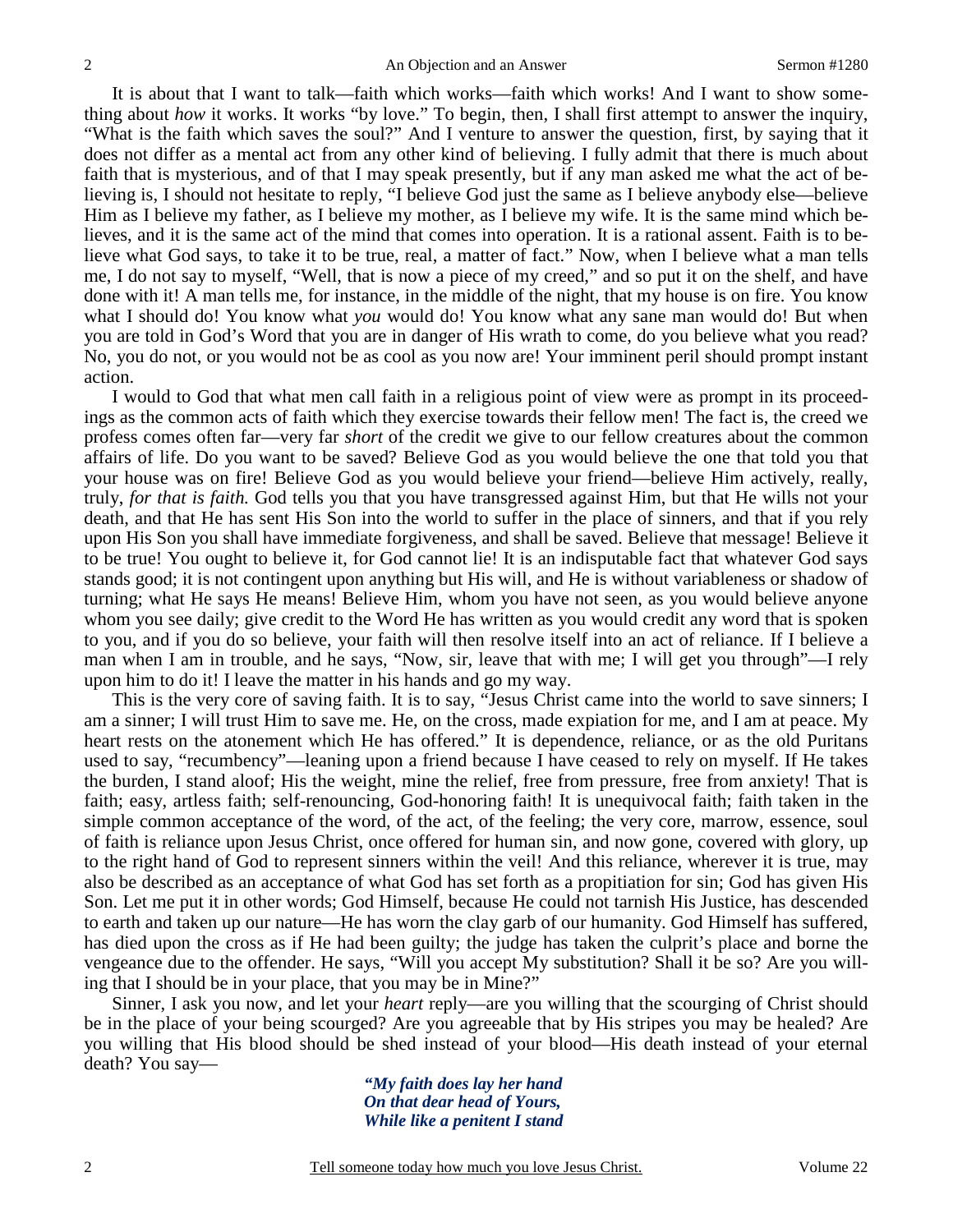It is about that I want to talk—faith which works—faith which works! And I want to show something about *how* it works. It works "by love." To begin, then, I shall first attempt to answer the inquiry, "What is the faith which saves the soul?" And I venture to answer the question, first, by saying that it does not differ as a mental act from any other kind of believing. I fully admit that there is much about faith that is mysterious, and of that I may speak presently, but if any man asked me what the act of believing is, I should not hesitate to reply, "I believe God just the same as I believe anybody else—believe Him as I believe my father, as I believe my mother, as I believe my wife. It is the same mind which believes, and it is the same act of the mind that comes into operation. It is a rational assent. Faith is to believe what God says, to take it to be true, real, a matter of fact." Now, when I believe what a man tells me, I do not say to myself, "Well, that is now a piece of my creed," and so put it on the shelf, and have done with it! A man tells me, for instance, in the middle of the night, that my house is on fire. You know what I should do! You know what *you* would do! You know what any sane man would do! But when you are told in God's Word that you are in danger of His wrath to come, do you believe what you read? No, you do not, or you would not be as cool as you now are! Your imminent peril should prompt instant action.

I would to God that what men call faith in a religious point of view were as prompt in its proceedings as the common acts of faith which they exercise towards their fellow men! The fact is, the creed we profess comes often far—very far *short* of the credit we give to our fellow creatures about the common affairs of life. Do you want to be saved? Believe God as you would believe the one that told you that your house was on fire! Believe God as you would believe your friend—believe Him actively, really, truly, *for that is faith.* God tells you that you have transgressed against Him, but that He wills not your death, and that He has sent His Son into the world to suffer in the place of sinners, and that if you rely upon His Son you shall have immediate forgiveness, and shall be saved. Believe that message! Believe it to be true! You ought to believe it, for God cannot lie! It is an indisputable fact that whatever God says stands good; it is not contingent upon anything but His will, and He is without variableness or shadow of turning; what He says He means! Believe Him, whom you have not seen, as you would believe anyone whom you see daily; give credit to the Word He has written as you would credit any word that is spoken to you, and if you do so believe, your faith will then resolve itself into an act of reliance. If I believe a man when I am in trouble, and he says, "Now, sir, leave that with me; I will get you through"—I rely upon him to do it! I leave the matter in his hands and go my way.

This is the very core of saving faith. It is to say, "Jesus Christ came into the world to save sinners; I am a sinner; I will trust Him to save me. He, on the cross, made expiation for me, and I am at peace. My heart rests on the atonement which He has offered." It is dependence, reliance, or as the old Puritans used to say, "recumbency"—leaning upon a friend because I have ceased to rely on myself. If He takes the burden, I stand aloof; His the weight, mine the relief, free from pressure, free from anxiety! That is faith; easy, artless faith; self-renouncing, God-honoring faith! It is unequivocal faith; faith taken in the simple common acceptance of the word, of the act, of the feeling; the very core, marrow, essence, soul of faith is reliance upon Jesus Christ, once offered for human sin, and now gone, covered with glory, up to the right hand of God to represent sinners within the veil! And this reliance, wherever it is true, may also be described as an acceptance of what God has set forth as a propitiation for sin; God has given His Son. Let me put it in other words; God Himself, because He could not tarnish His Justice, has descended to earth and taken up our nature—He has worn the clay garb of our humanity. God Himself has suffered, has died upon the cross as if He had been guilty; the judge has taken the culprit's place and borne the vengeance due to the offender. He says, "Will you accept My substitution? Shall it be so? Are you willing that I should be in your place, that you may be in Mine?"

Sinner, I ask you now, and let your *heart* reply—are you willing that the scourging of Christ should be in the place of your being scourged? Are you agreeable that by His stripes you may be healed? Are you willing that His blood should be shed instead of your blood—His death instead of your eternal death? You say—

> ***"My faith does lay her hand***
> ***On that dear head of Yours,***
> ***While like a penitent I stand***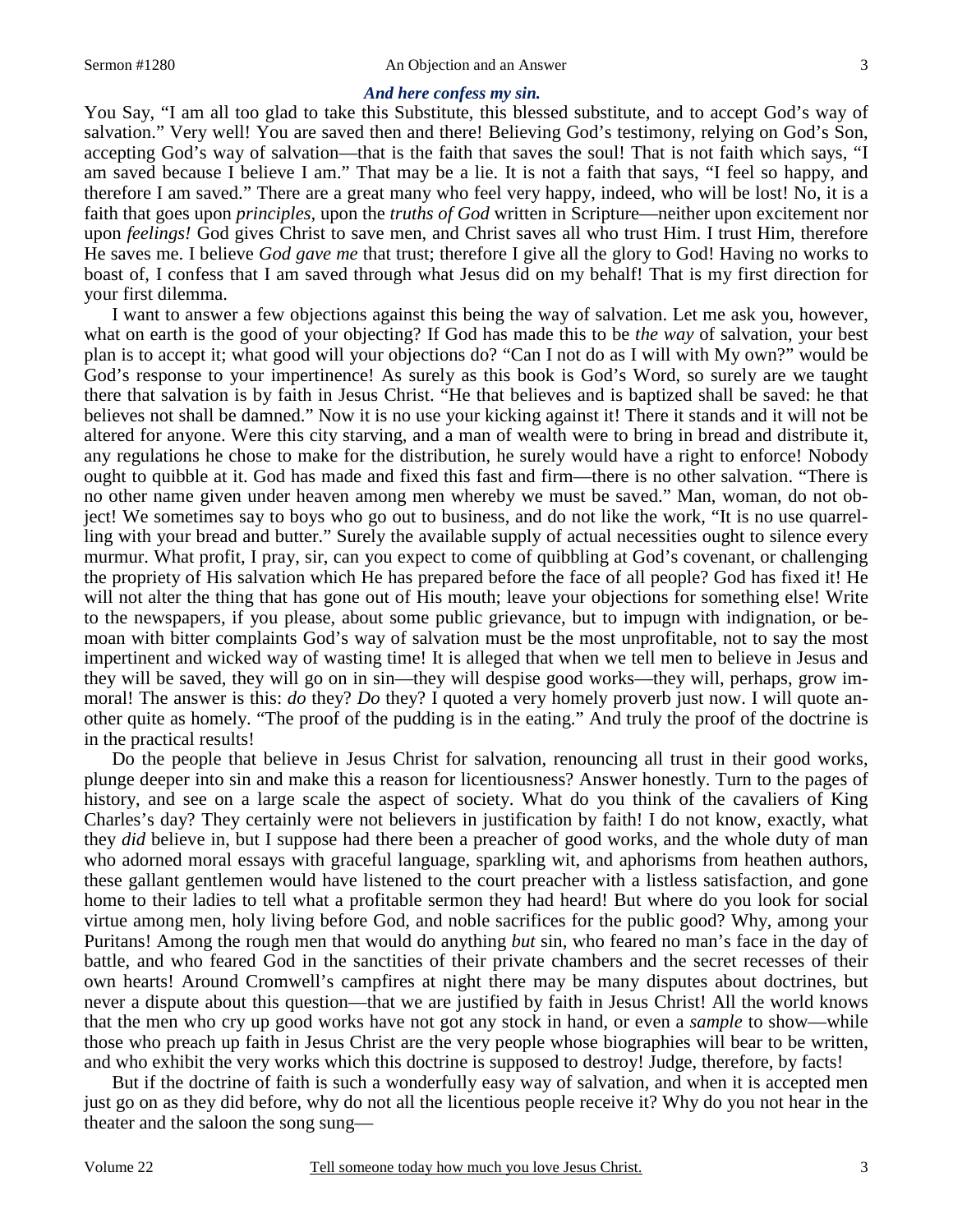*And here confess my sin.*

You Say, "I am all too glad to take this Substitute, this blessed substitute, and to accept God's way of salvation." Very well! You are saved then and there! Believing God's testimony, relying on God's Son, accepting God's way of salvation—that is the faith that saves the soul! That is not faith which says, "I am saved because I believe I am." That may be a lie. It is not a faith that says, "I feel so happy, and therefore I am saved." There are a great many who feel very happy, indeed, who will be lost! No, it is a faith that goes upon *principles,* upon the *truths of God* written in Scripture—neither upon excitement nor upon *feelings!* God gives Christ to save men, and Christ saves all who trust Him. I trust Him, therefore He saves me. I believe *God gave me* that trust; therefore I give all the glory to God! Having no works to boast of, I confess that I am saved through what Jesus did on my behalf! That is my first direction for your first dilemma.

I want to answer a few objections against this being the way of salvation. Let me ask you, however, what on earth is the good of your objecting? If God has made this to be *the way* of salvation, your best plan is to accept it; what good will your objections do? "Can I not do as I will with My own?" would be God's response to your impertinence! As surely as this book is God's Word, so surely are we taught there that salvation is by faith in Jesus Christ. "He that believes and is baptized shall be saved: he that believes not shall be damned." Now it is no use your kicking against it! There it stands and it will not be altered for anyone. Were this city starving, and a man of wealth were to bring in bread and distribute it, any regulations he chose to make for the distribution, he surely would have a right to enforce! Nobody ought to quibble at it. God has made and fixed this fast and firm—there is no other salvation. "There is no other name given under heaven among men whereby we must be saved." Man, woman, do not object! We sometimes say to boys who go out to business, and do not like the work, "It is no use quarrelling with your bread and butter." Surely the available supply of actual necessities ought to silence every murmur. What profit, I pray, sir, can you expect to come of quibbling at God's covenant, or challenging the propriety of His salvation which He has prepared before the face of all people? God has fixed it! He will not alter the thing that has gone out of His mouth; leave your objections for something else! Write to the newspapers, if you please, about some public grievance, but to impugn with indignation, or bemoan with bitter complaints God's way of salvation must be the most unprofitable, not to say the most impertinent and wicked way of wasting time! It is alleged that when we tell men to believe in Jesus and they will be saved, they will go on in sin—they will despise good works—they will, perhaps, grow immoral! The answer is this: *do* they? *Do* they? I quoted a very homely proverb just now. I will quote another quite as homely. "The proof of the pudding is in the eating." And truly the proof of the doctrine is in the practical results!

Do the people that believe in Jesus Christ for salvation, renouncing all trust in their good works, plunge deeper into sin and make this a reason for licentiousness? Answer honestly. Turn to the pages of history, and see on a large scale the aspect of society. What do you think of the cavaliers of King Charles's day? They certainly were not believers in justification by faith! I do not know, exactly, what they *did* believe in, but I suppose had there been a preacher of good works, and the whole duty of man who adorned moral essays with graceful language, sparkling wit, and aphorisms from heathen authors, these gallant gentlemen would have listened to the court preacher with a listless satisfaction, and gone home to their ladies to tell what a profitable sermon they had heard! But where do you look for social virtue among men, holy living before God, and noble sacrifices for the public good? Why, among your Puritans! Among the rough men that would do anything *but* sin, who feared no man's face in the day of battle, and who feared God in the sanctities of their private chambers and the secret recesses of their own hearts! Around Cromwell's campfires at night there may be many disputes about doctrines, but never a dispute about this question—that we are justified by faith in Jesus Christ! All the world knows that the men who cry up good works have not got any stock in hand, or even a *sample* to show—while those who preach up faith in Jesus Christ are the very people whose biographies will bear to be written, and who exhibit the very works which this doctrine is supposed to destroy! Judge, therefore, by facts!

But if the doctrine of faith is such a wonderfully easy way of salvation, and when it is accepted men just go on as they did before, why do not all the licentious people receive it? Why do you not hear in the theater and the saloon the song sung—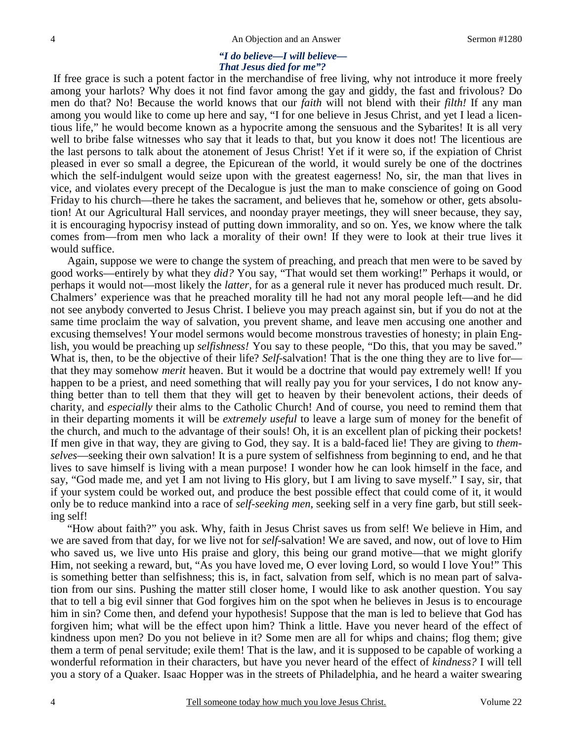***"I do believe—I will believe—***
***That Jesus died for me"?***

If free grace is such a potent factor in the merchandise of free living, why not introduce it more freely among your harlots? Why does it not find favor among the gay and giddy, the fast and frivolous? Do men do that? No! Because the world knows that our *faith* will not blend with their *filth!* If any man among you would like to come up here and say, "I for one believe in Jesus Christ, and yet I lead a licentious life," he would become known as a hypocrite among the sensuous and the Sybarites! It is all very well to bribe false witnesses who say that it leads to that, but you know it does not! The licentious are the last persons to talk about the atonement of Jesus Christ! Yet if it were so, if the expiation of Christ pleased in ever so small a degree, the Epicurean of the world, it would surely be one of the doctrines which the self-indulgent would seize upon with the greatest eagerness! No, sir, the man that lives in vice, and violates every precept of the Decalogue is just the man to make conscience of going on Good Friday to his church—there he takes the sacrament, and believes that he, somehow or other, gets absolution! At our Agricultural Hall services, and noonday prayer meetings, they will sneer because, they say, it is encouraging hypocrisy instead of putting down immorality, and so on. Yes, we know where the talk comes from—from men who lack a morality of their own! If they were to look at their true lives it would suffice.

Again, suppose we were to change the system of preaching, and preach that men were to be saved by good works—entirely by what they *did?* You say, "That would set them working!" Perhaps it would, or perhaps it would not—most likely the *latter,* for as a general rule it never has produced much result. Dr. Chalmers' experience was that he preached morality till he had not any moral people left—and he did not see anybody converted to Jesus Christ. I believe you may preach against sin, but if you do not at the same time proclaim the way of salvation, you prevent shame, and leave men accusing one another and excusing themselves! Your model sermons would become monstrous travesties of honesty; in plain English, you would be preaching up *selfishness!* You say to these people, "Do this, that you may be saved." What is, then, to be the objective of their life? *Self*-salvation! That is the one thing they are to live for—that they may somehow *merit* heaven. But it would be a doctrine that would pay extremely well! If you happen to be a priest, and need something that will really pay you for your services, I do not know anything better than to tell them that they will get to heaven by their benevolent actions, their deeds of charity, and *especially* their alms to the Catholic Church! And of course, you need to remind them that in their departing moments it will be *extremely useful* to leave a large sum of money for the benefit of the church, and much to the advantage of their souls! Oh, it is an excellent plan of picking their pockets! If men give in that way, they are giving to God, they say. It is a bald-faced lie! They are giving to *themselves*—seeking their own salvation! It is a pure system of selfishness from beginning to end, and he that lives to save himself is living with a mean purpose! I wonder how he can look himself in the face, and say, "God made me, and yet I am not living to His glory, but I am living to save myself." I say, sir, that if your system could be worked out, and produce the best possible effect that could come of it, it would only be to reduce mankind into a race of *self-seeking men,* seeking self in a very fine garb, but still seeking self!

"How about faith?" you ask. Why, faith in Jesus Christ saves us from self! We believe in Him, and we are saved from that day, for we live not for *self*-salvation! We are saved, and now, out of love to Him who saved us, we live unto His praise and glory, this being our grand motive—that we might glorify Him, not seeking a reward, but, "As you have loved me, O ever loving Lord, so would I love You!" This is something better than selfishness; this is, in fact, salvation from self, which is no mean part of salvation from our sins. Pushing the matter still closer home, I would like to ask another question. You say that to tell a big evil sinner that God forgives him on the spot when he believes in Jesus is to encourage him in sin? Come then, and defend your hypothesis! Suppose that the man is led to believe that God has forgiven him; what will be the effect upon him? Think a little. Have you never heard of the effect of kindness upon men? Do you not believe in it? Some men are all for whips and chains; flog them; give them a term of penal servitude; exile them! That is the law, and it is supposed to be capable of working a wonderful reformation in their characters, but have you never heard of the effect of *kindness?* I will tell you a story of a Quaker. Isaac Hopper was in the streets of Philadelphia, and he heard a waiter swearing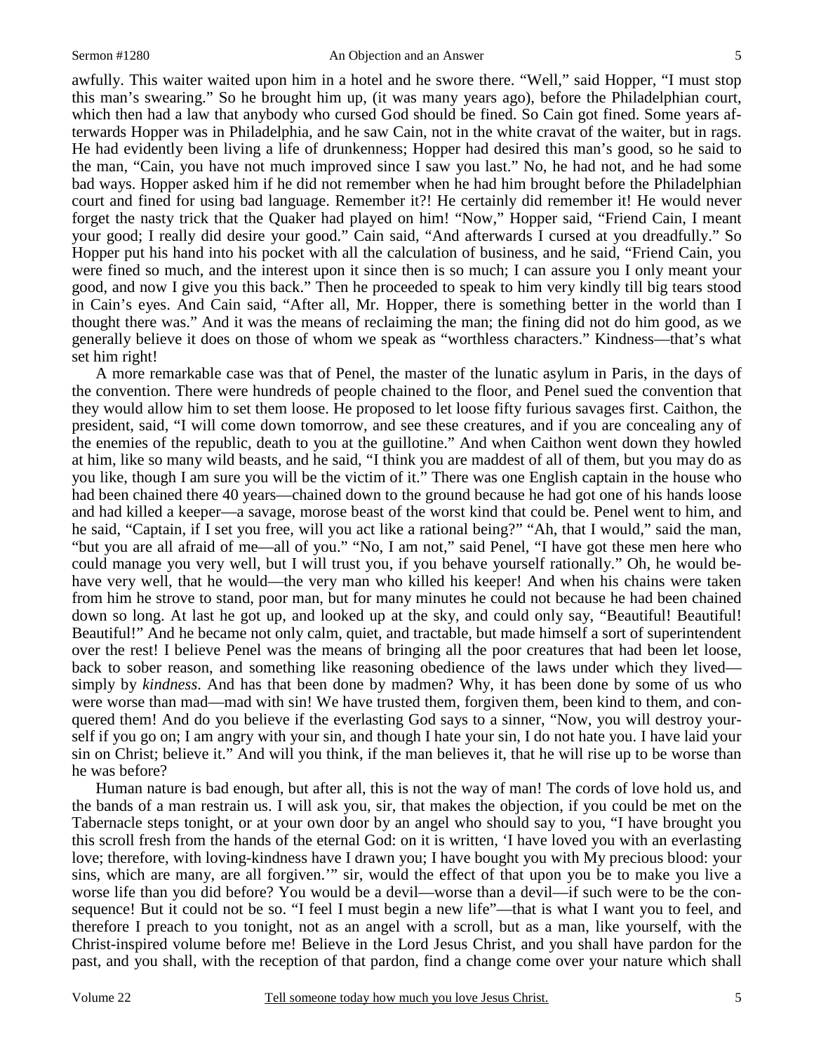awfully. This waiter waited upon him in a hotel and he swore there. "Well," said Hopper, "I must stop this man's swearing." So he brought him up, (it was many years ago), before the Philadelphian court, which then had a law that anybody who cursed God should be fined. So Cain got fined. Some years afterwards Hopper was in Philadelphia, and he saw Cain, not in the white cravat of the waiter, but in rags. He had evidently been living a life of drunkenness; Hopper had desired this man's good, so he said to the man, "Cain, you have not much improved since I saw you last." No, he had not, and he had some bad ways. Hopper asked him if he did not remember when he had him brought before the Philadelphian court and fined for using bad language. Remember it?! He certainly did remember it! He would never forget the nasty trick that the Quaker had played on him! "Now," Hopper said, "Friend Cain, I meant your good; I really did desire your good." Cain said, "And afterwards I cursed at you dreadfully." So Hopper put his hand into his pocket with all the calculation of business, and he said, "Friend Cain, you were fined so much, and the interest upon it since then is so much; I can assure you I only meant your good, and now I give you this back." Then he proceeded to speak to him very kindly till big tears stood in Cain's eyes. And Cain said, "After all, Mr. Hopper, there is something better in the world than I thought there was." And it was the means of reclaiming the man; the fining did not do him good, as we generally believe it does on those of whom we speak as "worthless characters." Kindness—that's what set him right!

A more remarkable case was that of Penel, the master of the lunatic asylum in Paris, in the days of the convention. There were hundreds of people chained to the floor, and Penel sued the convention that they would allow him to set them loose. He proposed to let loose fifty furious savages first. Caithon, the president, said, "I will come down tomorrow, and see these creatures, and if you are concealing any of the enemies of the republic, death to you at the guillotine." And when Caithon went down they howled at him, like so many wild beasts, and he said, "I think you are maddest of all of them, but you may do as you like, though I am sure you will be the victim of it." There was one English captain in the house who had been chained there 40 years—chained down to the ground because he had got one of his hands loose and had killed a keeper—a savage, morose beast of the worst kind that could be. Penel went to him, and he said, "Captain, if I set you free, will you act like a rational being?" "Ah, that I would," said the man, "but you are all afraid of me—all of you." "No, I am not," said Penel, "I have got these men here who could manage you very well, but I will trust you, if you behave yourself rationally." Oh, he would behave very well, that he would—the very man who killed his keeper! And when his chains were taken from him he strove to stand, poor man, but for many minutes he could not because he had been chained down so long. At last he got up, and looked up at the sky, and could only say, "Beautiful! Beautiful! Beautiful!" And he became not only calm, quiet, and tractable, but made himself a sort of superintendent over the rest! I believe Penel was the means of bringing all the poor creatures that had been let loose, back to sober reason, and something like reasoning obedience of the laws under which they lived—simply by *kindness*. And has that been done by madmen? Why, it has been done by some of us who were worse than mad—mad with sin! We have trusted them, forgiven them, been kind to them, and conquered them! And do you believe if the everlasting God says to a sinner, "Now, you will destroy yourself if you go on; I am angry with your sin, and though I hate your sin, I do not hate you. I have laid your sin on Christ; believe it." And will you think, if the man believes it, that he will rise up to be worse than he was before?

Human nature is bad enough, but after all, this is not the way of man! The cords of love hold us, and the bands of a man restrain us. I will ask you, sir, that makes the objection, if you could be met on the Tabernacle steps tonight, or at your own door by an angel who should say to you, "I have brought you this scroll fresh from the hands of the eternal God: on it is written, 'I have loved you with an everlasting love; therefore, with loving-kindness have I drawn you; I have bought you with My precious blood: your sins, which are many, are all forgiven.'" sir, would the effect of that upon you be to make you live a worse life than you did before? You would be a devil—worse than a devil—if such were to be the consequence! But it could not be so. "I feel I must begin a new life"—that is what I want you to feel, and therefore I preach to you tonight, not as an angel with a scroll, but as a man, like yourself, with the Christ-inspired volume before me! Believe in the Lord Jesus Christ, and you shall have pardon for the past, and you shall, with the reception of that pardon, find a change come over your nature which shall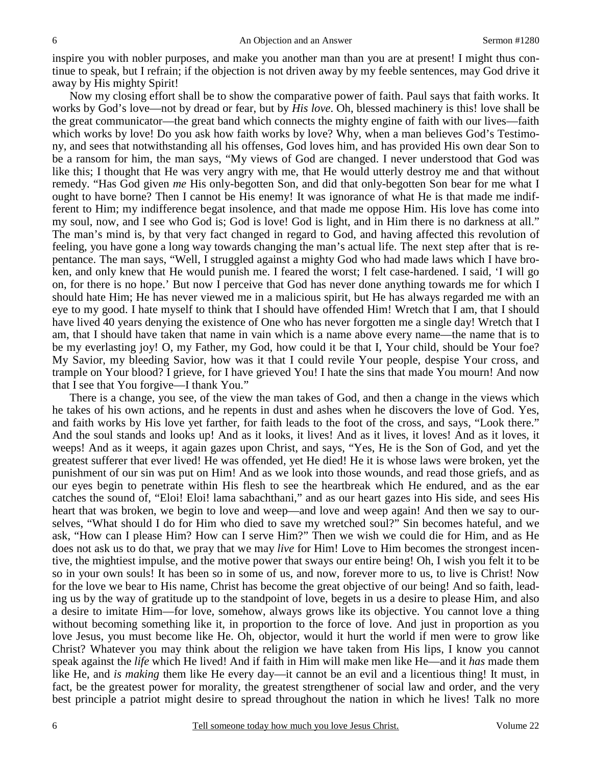inspire you with nobler purposes, and make you another man than you are at present! I might thus continue to speak, but I refrain; if the objection is not driven away by my feeble sentences, may God drive it away by His mighty Spirit!

Now my closing effort shall be to show the comparative power of faith. Paul says that faith works. It works by God's love—not by dread or fear, but by *His love*. Oh, blessed machinery is this! love shall be the great communicator—the great band which connects the mighty engine of faith with our lives—faith which works by love! Do you ask how faith works by love? Why, when a man believes God's Testimony, and sees that notwithstanding all his offenses, God loves him, and has provided His own dear Son to be a ransom for him, the man says, "My views of God are changed. I never understood that God was like this; I thought that He was very angry with me, that He would utterly destroy me and that without remedy. "Has God given *me* His only-begotten Son, and did that only-begotten Son bear for me what I ought to have borne? Then I cannot be His enemy! It was ignorance of what He is that made me indifferent to Him; my indifference begat insolence, and that made me oppose Him. His love has come into my soul, now, and I see who God is; God is love! God is light, and in Him there is no darkness at all." The man's mind is, by that very fact changed in regard to God, and having affected this revolution of feeling, you have gone a long way towards changing the man's actual life. The next step after that is repentance. The man says, "Well, I struggled against a mighty God who had made laws which I have broken, and only knew that He would punish me. I feared the worst; I felt case-hardened. I said, 'I will go on, for there is no hope.' But now I perceive that God has never done anything towards me for which I should hate Him; He has never viewed me in a malicious spirit, but He has always regarded me with an eye to my good. I hate myself to think that I should have offended Him! Wretch that I am, that I should have lived 40 years denying the existence of One who has never forgotten me a single day! Wretch that I am, that I should have taken that name in vain which is a name above every name—the name that is to be my everlasting joy! O, my Father, my God, how could it be that I, Your child, should be Your foe? My Savior, my bleeding Savior, how was it that I could revile Your people, despise Your cross, and trample on Your blood? I grieve, for I have grieved You! I hate the sins that made You mourn! And now that I see that You forgive—I thank You."

There is a change, you see, of the view the man takes of God, and then a change in the views which he takes of his own actions, and he repents in dust and ashes when he discovers the love of God. Yes, and faith works by His love yet farther, for faith leads to the foot of the cross, and says, "Look there." And the soul stands and looks up! And as it looks, it lives! And as it lives, it loves! And as it loves, it weeps! And as it weeps, it again gazes upon Christ, and says, "Yes, He is the Son of God, and yet the greatest sufferer that ever lived! He was offended, yet He died! He it is whose laws were broken, yet the punishment of our sin was put on Him! And as we look into those wounds, and read those griefs, and as our eyes begin to penetrate within His flesh to see the heartbreak which He endured, and as the ear catches the sound of, "Eloi! Eloi! lama sabachthani," and as our heart gazes into His side, and sees His heart that was broken, we begin to love and weep—and love and weep again! And then we say to ourselves, "What should I do for Him who died to save my wretched soul?" Sin becomes hateful, and we ask, "How can I please Him? How can I serve Him?" Then we wish we could die for Him, and as He does not ask us to do that, we pray that we may *live* for Him! Love to Him becomes the strongest incentive, the mightiest impulse, and the motive power that sways our entire being! Oh, I wish you felt it to be so in your own souls! It has been so in some of us, and now, forever more to us, to live is Christ! Now for the love we bear to His name, Christ has become the great objective of our being! And so faith, leading us by the way of gratitude up to the standpoint of love, begets in us a desire to please Him, and also a desire to imitate Him—for love, somehow, always grows like its objective. You cannot love a thing without becoming something like it, in proportion to the force of love. And just in proportion as you love Jesus, you must become like He. Oh, objector, would it hurt the world if men were to grow like Christ? Whatever you may think about the religion we have taken from His lips, I know you cannot speak against the *life* which He lived! And if faith in Him will make men like He—and it *has* made them like He, and *is making* them like He every day—it cannot be an evil and a licentious thing! It must, in fact, be the greatest power for morality, the greatest strengthener of social law and order, and the very best principle a patriot might desire to spread throughout the nation in which he lives! Talk no more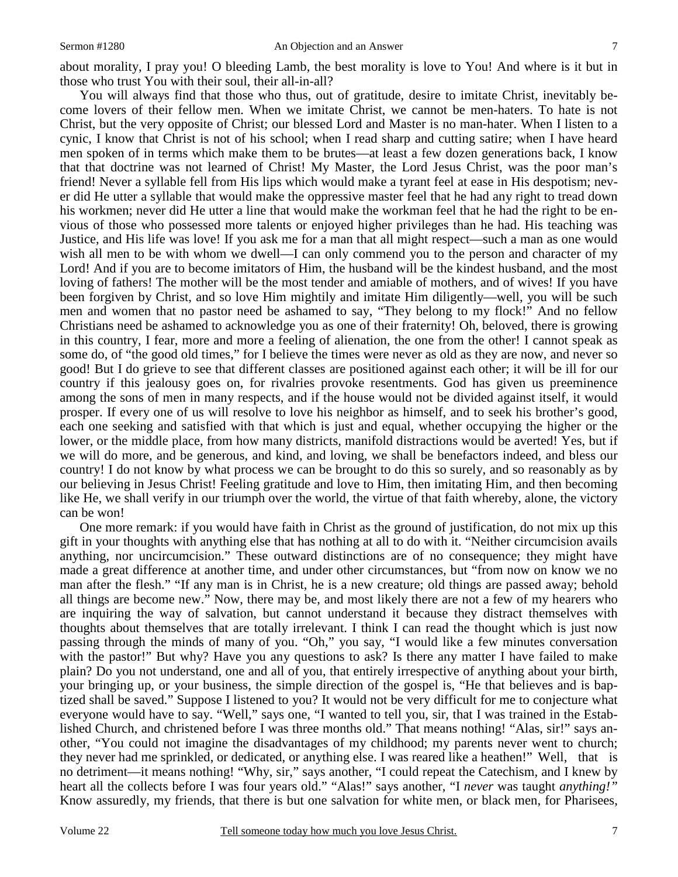about morality, I pray you! O bleeding Lamb, the best morality is love to You! And where is it but in those who trust You with their soul, their all-in-all?

You will always find that those who thus, out of gratitude, desire to imitate Christ, inevitably become lovers of their fellow men. When we imitate Christ, we cannot be men-haters. To hate is not Christ, but the very opposite of Christ; our blessed Lord and Master is no man-hater. When I listen to a cynic, I know that Christ is not of his school; when I read sharp and cutting satire; when I have heard men spoken of in terms which make them to be brutes—at least a few dozen generations back, I know that that doctrine was not learned of Christ! My Master, the Lord Jesus Christ, was the poor man's friend! Never a syllable fell from His lips which would make a tyrant feel at ease in His despotism; never did He utter a syllable that would make the oppressive master feel that he had any right to tread down his workmen; never did He utter a line that would make the workman feel that he had the right to be envious of those who possessed more talents or enjoyed higher privileges than he had. His teaching was Justice, and His life was love! If you ask me for a man that all might respect—such a man as one would wish all men to be with whom we dwell—I can only commend you to the person and character of my Lord! And if you are to become imitators of Him, the husband will be the kindest husband, and the most loving of fathers! The mother will be the most tender and amiable of mothers, and of wives! If you have been forgiven by Christ, and so love Him mightily and imitate Him diligently—well, you will be such men and women that no pastor need be ashamed to say, "They belong to my flock!" And no fellow Christians need be ashamed to acknowledge you as one of their fraternity! Oh, beloved, there is growing in this country, I fear, more and more a feeling of alienation, the one from the other! I cannot speak as some do, of "the good old times," for I believe the times were never as old as they are now, and never so good! But I do grieve to see that different classes are positioned against each other; it will be ill for our country if this jealousy goes on, for rivalries provoke resentments. God has given us preeminence among the sons of men in many respects, and if the house would not be divided against itself, it would prosper. If every one of us will resolve to love his neighbor as himself, and to seek his brother's good, each one seeking and satisfied with that which is just and equal, whether occupying the higher or the lower, or the middle place, from how many districts, manifold distractions would be averted! Yes, but if we will do more, and be generous, and kind, and loving, we shall be benefactors indeed, and bless our country! I do not know by what process we can be brought to do this so surely, and so reasonably as by our believing in Jesus Christ! Feeling gratitude and love to Him, then imitating Him, and then becoming like He, we shall verify in our triumph over the world, the virtue of that faith whereby, alone, the victory can be won!

One more remark: if you would have faith in Christ as the ground of justification, do not mix up this gift in your thoughts with anything else that has nothing at all to do with it. "Neither circumcision avails anything, nor uncircumcision." These outward distinctions are of no consequence; they might have made a great difference at another time, and under other circumstances, but "from now on know we no man after the flesh." "If any man is in Christ, he is a new creature; old things are passed away; behold all things are become new." Now, there may be, and most likely there are not a few of my hearers who are inquiring the way of salvation, but cannot understand it because they distract themselves with thoughts about themselves that are totally irrelevant. I think I can read the thought which is just now passing through the minds of many of you. "Oh," you say, "I would like a few minutes conversation with the pastor!" But why? Have you any questions to ask? Is there any matter I have failed to make plain? Do you not understand, one and all of you, that entirely irrespective of anything about your birth, your bringing up, or your business, the simple direction of the gospel is, "He that believes and is baptized shall be saved." Suppose I listened to you? It would not be very difficult for me to conjecture what everyone would have to say. "Well," says one, "I wanted to tell you, sir, that I was trained in the Established Church, and christened before I was three months old." That means nothing! "Alas, sir!" says another, "You could not imagine the disadvantages of my childhood; my parents never went to church; they never had me sprinkled, or dedicated, or anything else. I was reared like a heathen!" Well, that is no detriment—it means nothing! "Why, sir," says another, "I could repeat the Catechism, and I knew by heart all the collects before I was four years old." "Alas!" says another, "I *never* was taught *anything!"* Know assuredly, my friends, that there is but one salvation for white men, or black men, for Pharisees,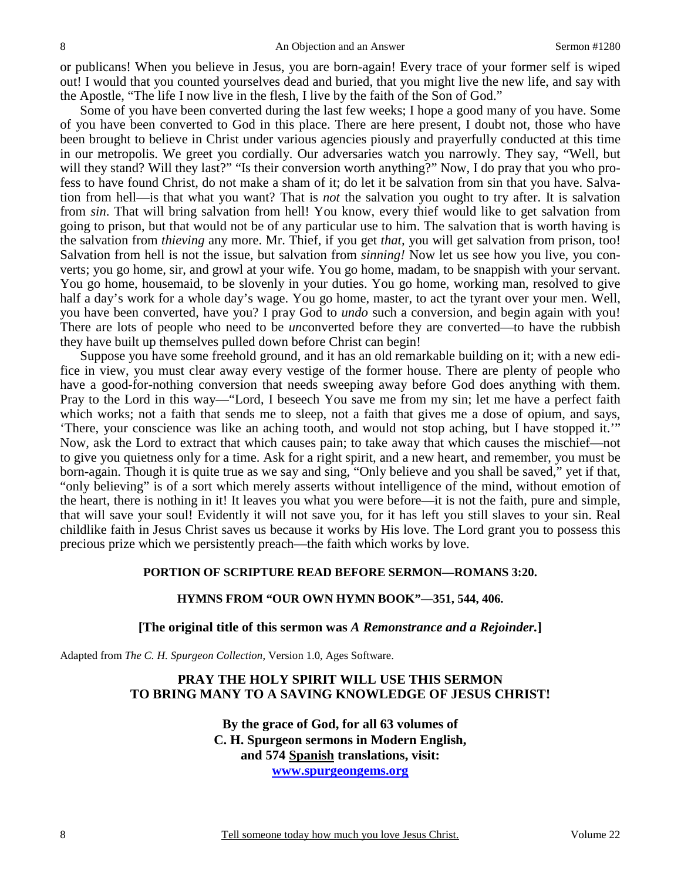or publicans! When you believe in Jesus, you are born-again! Every trace of your former self is wiped out! I would that you counted yourselves dead and buried, that you might live the new life, and say with the Apostle, "The life I now live in the flesh, I live by the faith of the Son of God."

Some of you have been converted during the last few weeks; I hope a good many of you have. Some of you have been converted to God in this place. There are here present, I doubt not, those who have been brought to believe in Christ under various agencies piously and prayerfully conducted at this time in our metropolis. We greet you cordially. Our adversaries watch you narrowly. They say, "Well, but will they stand? Will they last?" "Is their conversion worth anything?" Now, I do pray that you who profess to have found Christ, do not make a sham of it; do let it be salvation from sin that you have. Salvation from hell—is that what you want? That is *not* the salvation you ought to try after. It is salvation from *sin*. That will bring salvation from hell! You know, every thief would like to get salvation from going to prison, but that would not be of any particular use to him. The salvation that is worth having is the salvation from *thieving* any more. Mr. Thief, if you get *that,* you will get salvation from prison, too! Salvation from hell is not the issue, but salvation from *sinning!* Now let us see how you live, you converts; you go home, sir, and growl at your wife. You go home, madam, to be snappish with your servant. You go home, housemaid, to be slovenly in your duties. You go home, working man, resolved to give half a day's work for a whole day's wage. You go home, master, to act the tyrant over your men. Well, you have been converted, have you? I pray God to *undo* such a conversion, and begin again with you! There are lots of people who need to be *un*converted before they are converted—to have the rubbish they have built up themselves pulled down before Christ can begin!

Suppose you have some freehold ground, and it has an old remarkable building on it; with a new edifice in view, you must clear away every vestige of the former house. There are plenty of people who have a good-for-nothing conversion that needs sweeping away before God does anything with them. Pray to the Lord in this way—"Lord, I beseech You save me from my sin; let me have a perfect faith which works; not a faith that sends me to sleep, not a faith that gives me a dose of opium, and says, 'There, your conscience was like an aching tooth, and would not stop aching, but I have stopped it.'" Now, ask the Lord to extract that which causes pain; to take away that which causes the mischief—not to give you quietness only for a time. Ask for a right spirit, and a new heart, and remember, you must be born-again. Though it is quite true as we say and sing, "Only believe and you shall be saved," yet if that, "only believing" is of a sort which merely asserts without intelligence of the mind, without emotion of the heart, there is nothing in it! It leaves you what you were before—it is not the faith, pure and simple, that will save your soul! Evidently it will not save you, for it has left you still slaves to your sin. Real childlike faith in Jesus Christ saves us because it works by His love. The Lord grant you to possess this precious prize which we persistently preach—the faith which works by love.

**PORTION OF SCRIPTURE READ BEFORE SERMON—ROMANS 3:20.**

**HYMNS FROM "OUR OWN HYMN BOOK"—351, 544, 406.**

**[The original title of this sermon was *A Remonstrance and a Rejoinder.*]**

Adapted from *The C. H. Spurgeon Collection,* Version 1.0, Ages Software.

**PRAY THE HOLY SPIRIT WILL USE THIS SERMON TO BRING MANY TO A SAVING KNOWLEDGE OF JESUS CHRIST!**

**By the grace of God, for all 63 volumes of C. H. Spurgeon sermons in Modern English, and 574 Spanish translations, visit: www.spurgeongems.org**